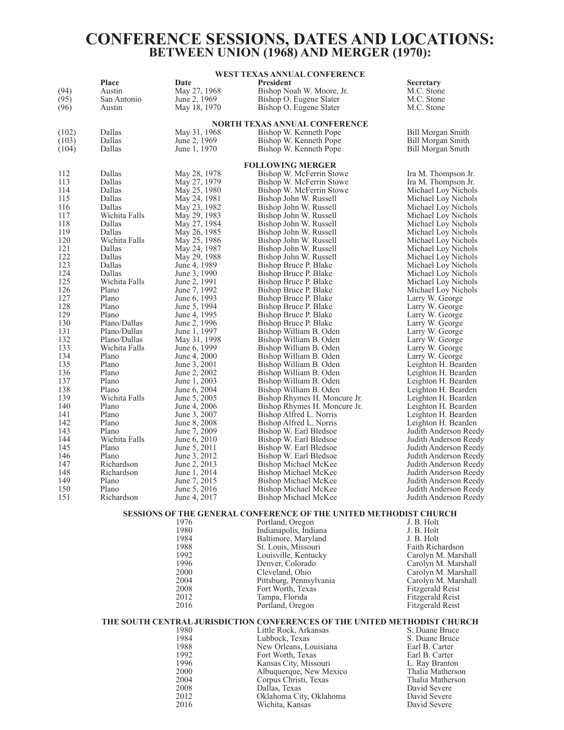# CONFERENCE SESSIONS, DATES AND LOCATIONS:
## BETWEEN UNION (1968) AND MERGER (1970):

### WEST TEXAS ANNUAL CONFERENCE

| | Place | Date | President | Secretary |
|---|---|---|---|---|
| (94) | Austin | May 27, 1968 | Bishop Noah W. Moore, Jr. | M.C. Stone |
| (95) | San Antonio | June 2, 1969 | Bishop O. Eugene Slater | M.C. Stone |
| (96) | Austin | May 18, 1970 | Bishop O. Eugene Slater | M.C. Stone |

### NORTH TEXAS ANNUAL CONFERENCE

| | Place | Date | President | Secretary |
|---|---|---|---|---|
| (102) | Dallas | May 31, 1968 | Bishop W. Kenneth Pope | Bill Morgan Smith |
| (103) | Dallas | June 2, 1969 | Bishop W. Kenneth Pope | Bill Morgan Smith |
| (104) | Dallas | June 1, 1970 | Bishop W. Kenneth Pope | Bill Morgan Smith |

### FOLLOWING MERGER

| | Place | Date | President | Secretary |
|---|---|---|---|---|
| 112 | Dallas | May 28, 1978 | Bishop W. McFerrin Stowe | Ira M. Thompson Jr. |
| 113 | Dallas | May 27, 1979 | Bishop W. McFerrin Stowe | Ira M. Thompson Jr. |
| 114 | Dallas | May 25, 1980 | Bishop W. McFerrin Stowe | Michael Loy Nichols |
| 115 | Dallas | May 24, 1981 | Bishop John W. Russell | Michael Loy Nichols |
| 116 | Dallas | May 23, 1982 | Bishop John W. Russell | Michael Loy Nichols |
| 117 | Wichita Falls | May 29, 1983 | Bishop John W. Russell | Michael Loy Nichols |
| 118 | Dallas | May 27, 1984 | Bishop John W. Russell | Michael Loy Nichols |
| 119 | Dallas | May 26, 1985 | Bishop John W. Russell | Michael Loy Nichols |
| 120 | Wichita Falls | May 25, 1986 | Bishop John W. Russell | Michael Loy Nichols |
| 121 | Dallas | May 24, 1987 | Bishop John W. Russell | Michael Loy Nichols |
| 122 | Dallas | May 29, 1988 | Bishop John W. Russell | Michael Loy Nichols |
| 123 | Dallas | June 4, 1989 | Bishop Bruce P. Blake | Michael Loy Nichols |
| 124 | Dallas | June 3, 1990 | Bishop Bruce P. Blake | Michael Loy Nichols |
| 125 | Wichita Falls | June 2, 1991 | Bishop Bruce P. Blake | Michael Loy Nichols |
| 126 | Plano | June 7, 1992 | Bishop Bruce P. Blake | Michael Loy Nichols |
| 127 | Plano | June 6, 1993 | Bishop Bruce P. Blake | Larry W. George |
| 128 | Plano | June 5, 1994 | Bishop Bruce P. Blake | Larry W. George |
| 129 | Plano | June 4, 1995 | Bishop Bruce P. Blake | Larry W. George |
| 130 | Plano/Dallas | June 2, 1996 | Bishop Bruce P. Blake | Larry W. George |
| 131 | Plano/Dallas | June 1, 1997 | Bishop William B. Oden | Larry W. George |
| 132 | Plano/Dallas | May 31, 1998 | Bishop William B. Oden | Larry W. George |
| 133 | Wichita Falls | June 6, 1999 | Bishop William B. Oden | Larry W. George |
| 134 | Plano | June 4, 2000 | Bishop William B. Oden | Larry W. George |
| 135 | Plano | June 3, 2001 | Bishop William B. Oden | Leighton H. Bearden |
| 136 | Plano | June 2, 2002 | Bishop William B. Oden | Leighton H. Bearden |
| 137 | Plano | June 1, 2003 | Bishop William B. Oden | Leighton H. Bearden |
| 138 | Plano | June 6, 2004 | Bishop William B. Oden | Leighton H. Bearden |
| 139 | Wichita Falls | June 5, 2005 | Bishop Rhymes H. Moncure Jr. | Leighton H. Bearden |
| 140 | Plano | June 4, 2006 | Bishop Rhymes H. Moncure Jr. | Leighton H. Bearden |
| 141 | Plano | June 3, 2007 | Bishop Alfred L. Norris | Leighton H. Bearden |
| 142 | Plano | June 8, 2008 | Bishop Alfred L. Norris | Leighton H. Bearden |
| 143 | Plano | June 7, 2009 | Bishop W. Earl Bledsoe | Judith Anderson Reedy |
| 144 | Wichita Falls | June 6, 2010 | Bishop W. Earl Bledsoe | Judith Anderson Reedy |
| 145 | Plano | June 5, 2011 | Bishop W. Earl Bledsoe | Judith Anderson Reedy |
| 146 | Plano | June 3, 2012 | Bishop W. Earl Bledsoe | Judith Anderson Reedy |
| 147 | Richardson | June 2, 2013 | Bishop Michael McKee | Judith Anderson Reedy |
| 148 | Richardson | June 1, 2014 | Bishop Michael McKee | Judith Anderson Reedy |
| 149 | Plano | June 7, 2015 | Bishop Michael McKee | Judith Anderson Reedy |
| 150 | Plano | June 5, 2016 | Bishop Michael McKee | Judith Anderson Reedy |
| 151 | Richardson | June 4, 2017 | Bishop Michael McKee | Judith Anderson Reedy |

### SESSIONS OF THE GENERAL CONFERENCE OF THE UNITED METHODIST CHURCH

| Year | Location | Secretary |
|---|---|---|
| 1976 | Portland, Oregon | J. B. Holt |
| 1980 | Indianapolis, Indiana | J. B. Holt |
| 1984 | Baltimore, Maryland | J. B. Holt |
| 1988 | St. Louis, Missouri | Faith Richardson |
| 1992 | Louisville, Kentucky | Carolyn M. Marshall |
| 1996 | Denver, Colorado | Carolyn M. Marshall |
| 2000 | Cleveland, Ohio | Carolyn M. Marshall |
| 2004 | Pittsburg, Pennsylvania | Carolyn M. Marshall |
| 2008 | Fort Worth, Texas | Fitzgerald Reist |
| 2012 | Tampa, Florida | Fitzgerald Reist |
| 2016 | Portland, Oregon | Fitzgerald Reist |

### THE SOUTH CENTRAL JURISDICTION CONFERENCES OF THE UNITED METHODIST CHURCH

| Year | Location | Secretary |
|---|---|---|
| 1980 | Little Rock, Arkansas | S. Duane Bruce |
| 1984 | Lubbock, Texas | S. Duane Bruce |
| 1988 | New Orleans, Louisiana | Earl B. Carter |
| 1992 | Fort Worth, Texas | Earl B. Carter |
| 1996 | Kansas City, Missouri | L. Ray Branton |
| 2000 | Albuquerque, New Mexico | Thalia Matherson |
| 2004 | Corpus Christi, Texas | Thalia Matherson |
| 2008 | Dallas, Texas | David Severe |
| 2012 | Oklahoma City, Oklahoma | David Severe |
| 2016 | Wichita, Kansas | David Severe |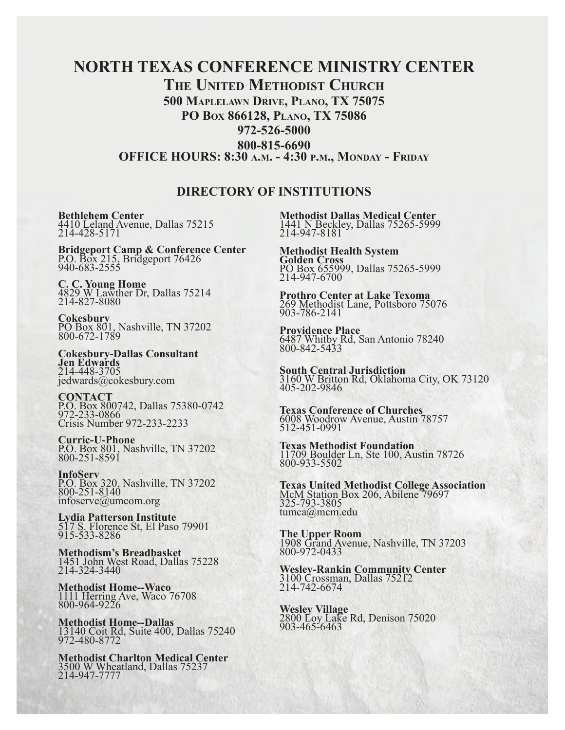# NORTH TEXAS CONFERENCE MINISTRY CENTER

## The United Methodist Church

**500 Maplelawn Drive, Plano, TX 75075**
**PO Box 866128, Plano, TX 75086**
**972-526-5000**
**800-815-6690**
**OFFICE HOURS: 8:30 a.m. - 4:30 p.m., Monday - Friday**

## DIRECTORY OF INSTITUTIONS

**Bethlehem Center**
4410 Leland Avenue, Dallas 75215
214-428-5171

**Bridgeport Camp & Conference Center**
P.O. Box 215, Bridgeport 76426
940-683-2555

**C. C. Young Home**
4829 W Lawther Dr, Dallas 75214
214-827-8080

**Cokesbury**
PO Box 801, Nashville, TN 37202
800-672-1789

**Cokesbury-Dallas Consultant**
**Jen Edwards**
214-448-3705
jedwards@cokesbury.com

**CONTACT**
P.O. Box 800742, Dallas 75380-0742
972-233-0866
Crisis Number 972-233-2233

**Curric-U-Phone**
P.O. Box 801, Nashville, TN 37202
800-251-8591

**InfoServ**
P.O. Box 320, Nashville, TN 37202
800-251-8140
infoserve@umcom.org

**Lydia Patterson Institute**
517 S. Florence St, El Paso 79901
915-533-8286

**Methodism's Breadbasket**
1451 John West Road, Dallas 75228
214-324-3440

**Methodist Home--Waco**
1111 Herring Ave, Waco 76708
800-964-9226

**Methodist Home--Dallas**
13140 Coit Rd, Suite 400, Dallas 75240
972-480-8772

**Methodist Charlton Medical Center**
3500 W Wheatland, Dallas 75237
214-947-7777

**Methodist Dallas Medical Center**
1441 N Beckley, Dallas 75265-5999
214-947-8181

**Methodist Health System**
**Golden Cross**
PO Box 655999, Dallas 75265-5999
214-947-6700

**Prothro Center at Lake Texoma**
269 Methodist Lane, Pottsboro 75076
903-786-2141

**Providence Place**
6487 Whitby Rd, San Antonio 78240
800-842-5433

**South Central Jurisdiction**
3160 W Britton Rd, Oklahoma City, OK 73120
405-202-9846

**Texas Conference of Churches**
6008 Woodrow Avenue, Austin 78757
512-451-0991

**Texas Methodist Foundation**
11709 Boulder Ln, Ste 100, Austin 78726
800-933-5502

**Texas United Methodist College Association**
McM Station Box 206, Abilene 79697
325-793-3805
tumca@mcm.edu

**The Upper Room**
1908 Grand Avenue, Nashville, TN 37203
800-972-0433

**Wesley-Rankin Community Center**
3100 Crossman, Dallas 75212
214-742-6674

**Wesley Village**
2800 Loy Lake Rd, Denison 75020
903-465-6463